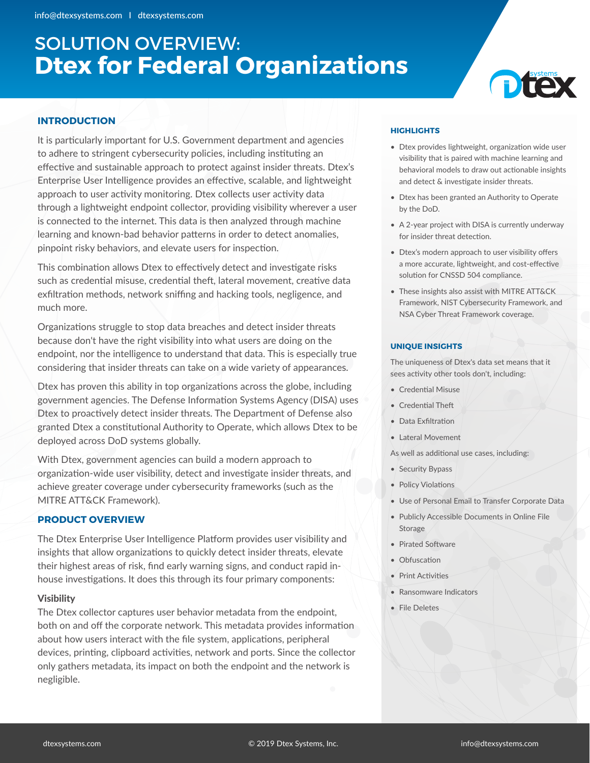# SOLUTION OVERVIEW:
# Dtex for Federal Organizations

## INTRODUCTION

It is particularly important for U.S. Government department and agencies to adhere to stringent cybersecurity policies, including instituting an effective and sustainable approach to protect against insider threats. Dtex's Enterprise User Intelligence provides an effective, scalable, and lightweight approach to user activity monitoring. Dtex collects user activity data through a lightweight endpoint collector, providing visibility wherever a user is connected to the internet. This data is then analyzed through machine learning and known-bad behavior patterns in order to detect anomalies, pinpoint risky behaviors, and elevate users for inspection.

This combination allows Dtex to effectively detect and investigate risks such as credential misuse, credential theft, lateral movement, creative data exfiltration methods, network sniffing and hacking tools, negligence, and much more.

Organizations struggle to stop data breaches and detect insider threats because don't have the right visibility into what users are doing on the endpoint, nor the intelligence to understand that data. This is especially true considering that insider threats can take on a wide variety of appearances.

Dtex has proven this ability in top organizations across the globe, including government agencies. The Defense Information Systems Agency (DISA) uses Dtex to proactively detect insider threats. The Department of Defense also granted Dtex a constitutional Authority to Operate, which allows Dtex to be deployed across DoD systems globally.

With Dtex, government agencies can build a modern approach to organization-wide user visibility, detect and investigate insider threats, and achieve greater coverage under cybersecurity frameworks (such as the MITRE ATT&CK Framework).

## PRODUCT OVERVIEW

The Dtex Enterprise User Intelligence Platform provides user visibility and insights that allow organizations to quickly detect insider threats, elevate their highest areas of risk, find early warning signs, and conduct rapid in-house investigations. It does this through its four primary components:

### Visibility

The Dtex collector captures user behavior metadata from the endpoint, both on and off the corporate network. This metadata provides information about how users interact with the file system, applications, peripheral devices, printing, clipboard activities, network and ports. Since the collector only gathers metadata, its impact on both the endpoint and the network is negligible.

## HIGHLIGHTS

- Dtex provides lightweight, organization wide user visibility that is paired with machine learning and behavioral models to draw out actionable insights and detect & investigate insider threats.
- Dtex has been granted an Authority to Operate by the DoD.
- A 2-year project with DISA is currently underway for insider threat detection.
- Dtex's modern approach to user visibility offers a more accurate, lightweight, and cost-effective solution for CNSSD 504 compliance.
- These insights also assist with MITRE ATT&CK Framework, NIST Cybersecurity Framework, and NSA Cyber Threat Framework coverage.

## UNIQUE INSIGHTS

The uniqueness of Dtex's data set means that it sees activity other tools don't, including:

- Credential Misuse
- Credential Theft
- Data Exfiltration
- Lateral Movement

As well as additional use cases, including:

- Security Bypass
- Policy Violations
- Use of Personal Email to Transfer Corporate Data
- Publicly Accessible Documents in Online File Storage
- Pirated Software
- Obfuscation
- Print Activities
- Ransomware Indicators
- File Deletes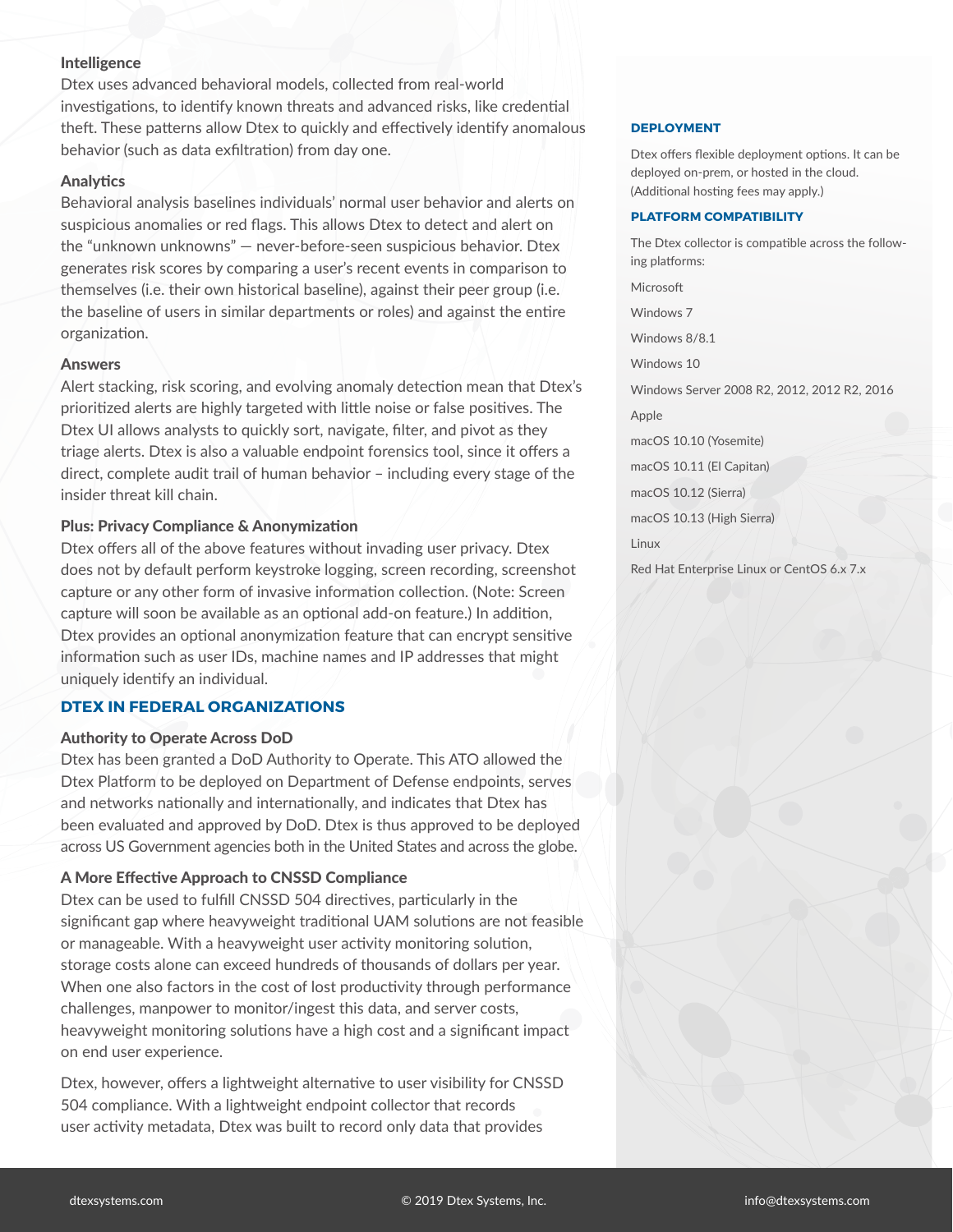### Intelligence

Dtex uses advanced behavioral models, collected from real-world investigations, to identify known threats and advanced risks, like credential theft. These patterns allow Dtex to quickly and effectively identify anomalous behavior (such as data exfiltration) from day one.

### Analytics

Behavioral analysis baselines individuals' normal user behavior and alerts on suspicious anomalies or red flags. This allows Dtex to detect and alert on the "unknown unknowns" — never-before-seen suspicious behavior. Dtex generates risk scores by comparing a user's recent events in comparison to themselves (i.e. their own historical baseline), against their peer group (i.e. the baseline of users in similar departments or roles) and against the entire organization.

### Answers

Alert stacking, risk scoring, and evolving anomaly detection mean that Dtex's prioritized alerts are highly targeted with little noise or false positives. The Dtex UI allows analysts to quickly sort, navigate, filter, and pivot as they triage alerts. Dtex is also a valuable endpoint forensics tool, since it offers a direct, complete audit trail of human behavior – including every stage of the insider threat kill chain.

### Plus: Privacy Compliance & Anonymization

Dtex offers all of the above features without invading user privacy. Dtex does not by default perform keystroke logging, screen recording, screenshot capture or any other form of invasive information collection. (Note: Screen capture will soon be available as an optional add-on feature.) In addition, Dtex provides an optional anonymization feature that can encrypt sensitive information such as user IDs, machine names and IP addresses that might uniquely identify an individual.

## DTEX IN FEDERAL ORGANIZATIONS

### Authority to Operate Across DoD

Dtex has been granted a DoD Authority to Operate. This ATO allowed the Dtex Platform to be deployed on Department of Defense endpoints, serves and networks nationally and internationally, and indicates that Dtex has been evaluated and approved by DoD. Dtex is thus approved to be deployed across US Government agencies both in the United States and across the globe.

### A More Effective Approach to CNSSD Compliance

Dtex can be used to fulfill CNSSD 504 directives, particularly in the significant gap where heavyweight traditional UAM solutions are not feasible or manageable. With a heavyweight user activity monitoring solution, storage costs alone can exceed hundreds of thousands of dollars per year. When one also factors in the cost of lost productivity through performance challenges, manpower to monitor/ingest this data, and server costs, heavyweight monitoring solutions have a high cost and a significant impact on end user experience.

Dtex, however, offers a lightweight alternative to user visibility for CNSSD 504 compliance. With a lightweight endpoint collector that records user activity metadata, Dtex was built to record only data that provides

## DEPLOYMENT

Dtex offers flexible deployment options. It can be deployed on-prem, or hosted in the cloud. (Additional hosting fees may apply.)

## PLATFORM COMPATIBILITY

The Dtex collector is compatible across the following platforms:

Microsoft

Windows 7

Windows 8/8.1

Windows 10

Windows Server 2008 R2, 2012, 2012 R2, 2016

Apple

macOS 10.10 (Yosemite)

macOS 10.11 (El Capitan)

macOS 10.12 (Sierra)

macOS 10.13 (High Sierra)

Linux

Red Hat Enterprise Linux or CentOS 6.x 7.x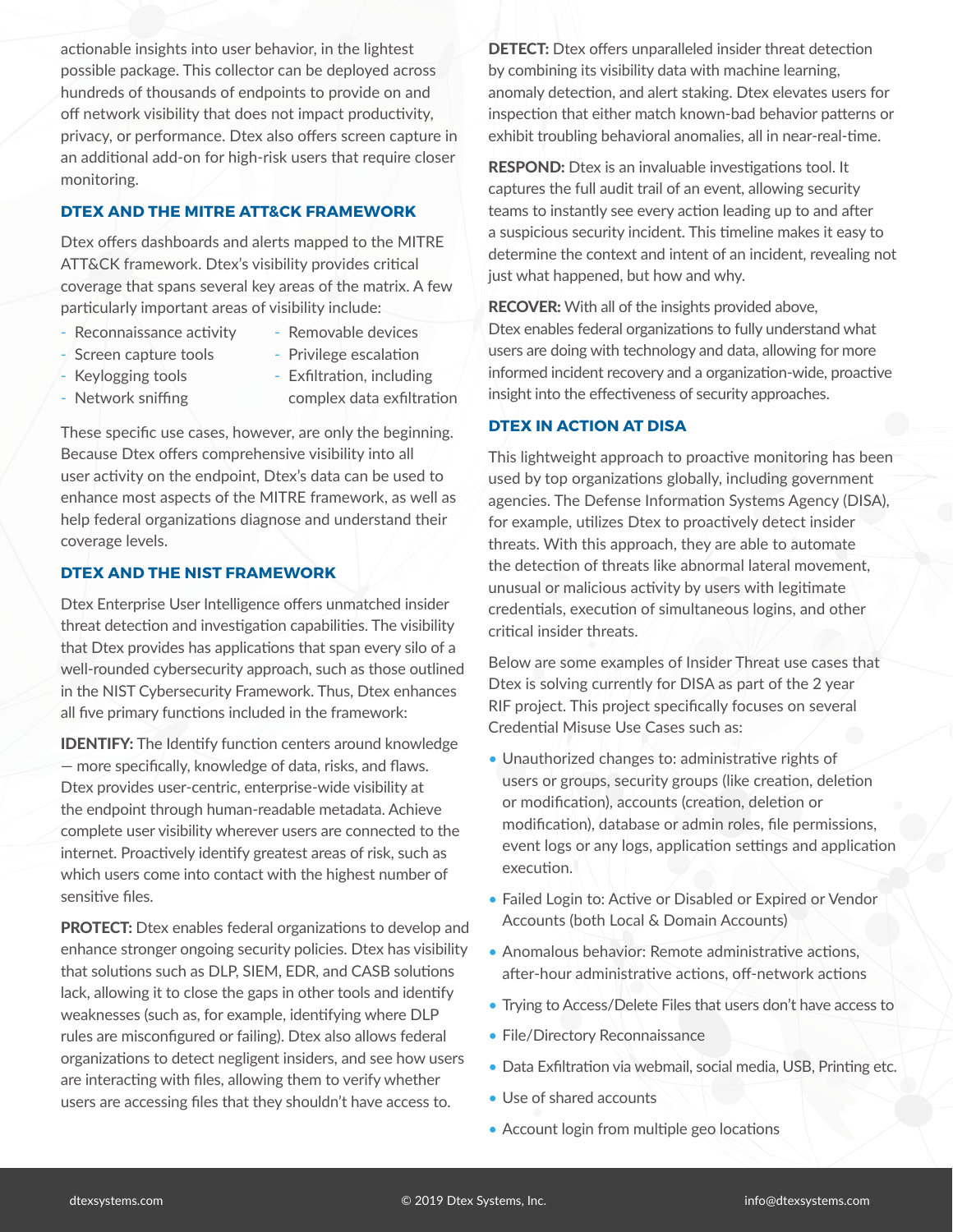actionable insights into user behavior, in the lightest possible package. This collector can be deployed across hundreds of thousands of endpoints to provide on and off network visibility that does not impact productivity, privacy, or performance. Dtex also offers screen capture in an additional add-on for high-risk users that require closer monitoring.

## DTEX AND THE MITRE ATT&CK FRAMEWORK

Dtex offers dashboards and alerts mapped to the MITRE ATT&CK framework. Dtex's visibility provides critical coverage that spans several key areas of the matrix. A few particularly important areas of visibility include:

- Reconnaissance activity
- Screen capture tools
- Keylogging tools
- Network sniffing
- Removable devices
- Privilege escalation
- Exfiltration, including complex data exfiltration

These specific use cases, however, are only the beginning. Because Dtex offers comprehensive visibility into all user activity on the endpoint, Dtex's data can be used to enhance most aspects of the MITRE framework, as well as help federal organizations diagnose and understand their coverage levels.

## DTEX AND THE NIST FRAMEWORK

Dtex Enterprise User Intelligence offers unmatched insider threat detection and investigation capabilities. The visibility that Dtex provides has applications that span every silo of a well-rounded cybersecurity approach, such as those outlined in the NIST Cybersecurity Framework. Thus, Dtex enhances all five primary functions included in the framework:

**IDENTIFY:** The Identify function centers around knowledge — more specifically, knowledge of data, risks, and flaws. Dtex provides user-centric, enterprise-wide visibility at the endpoint through human-readable metadata. Achieve complete user visibility wherever users are connected to the internet. Proactively identify greatest areas of risk, such as which users come into contact with the highest number of sensitive files.

**PROTECT:** Dtex enables federal organizations to develop and enhance stronger ongoing security policies. Dtex has visibility that solutions such as DLP, SIEM, EDR, and CASB solutions lack, allowing it to close the gaps in other tools and identify weaknesses (such as, for example, identifying where DLP rules are misconfigured or failing). Dtex also allows federal organizations to detect negligent insiders, and see how users are interacting with files, allowing them to verify whether users are accessing files that they shouldn't have access to.

**DETECT:** Dtex offers unparalleled insider threat detection by combining its visibility data with machine learning, anomaly detection, and alert staking. Dtex elevates users for inspection that either match known-bad behavior patterns or exhibit troubling behavioral anomalies, all in near-real-time.

**RESPOND:** Dtex is an invaluable investigations tool. It captures the full audit trail of an event, allowing security teams to instantly see every action leading up to and after a suspicious security incident. This timeline makes it easy to determine the context and intent of an incident, revealing not just what happened, but how and why.

**RECOVER:** With all of the insights provided above, Dtex enables federal organizations to fully understand what users are doing with technology and data, allowing for more informed incident recovery and a organization-wide, proactive insight into the effectiveness of security approaches.

## DTEX IN ACTION AT DISA

This lightweight approach to proactive monitoring has been used by top organizations globally, including government agencies. The Defense Information Systems Agency (DISA), for example, utilizes Dtex to proactively detect insider threats. With this approach, they are able to automate the detection of threats like abnormal lateral movement, unusual or malicious activity by users with legitimate credentials, execution of simultaneous logins, and other critical insider threats.

Below are some examples of Insider Threat use cases that Dtex is solving currently for DISA as part of the 2 year RIF project. This project specifically focuses on several Credential Misuse Use Cases such as:

- Unauthorized changes to: administrative rights of users or groups, security groups (like creation, deletion or modification), accounts (creation, deletion or modification), database or admin roles, file permissions, event logs or any logs, application settings and application execution.
- Failed Login to: Active or Disabled or Expired or Vendor Accounts (both Local & Domain Accounts)
- Anomalous behavior: Remote administrative actions, after-hour administrative actions, off-network actions
- Trying to Access/Delete Files that users don't have access to
- File/Directory Reconnaissance
- Data Exfiltration via webmail, social media, USB, Printing etc.
- Use of shared accounts
- Account login from multiple geo locations